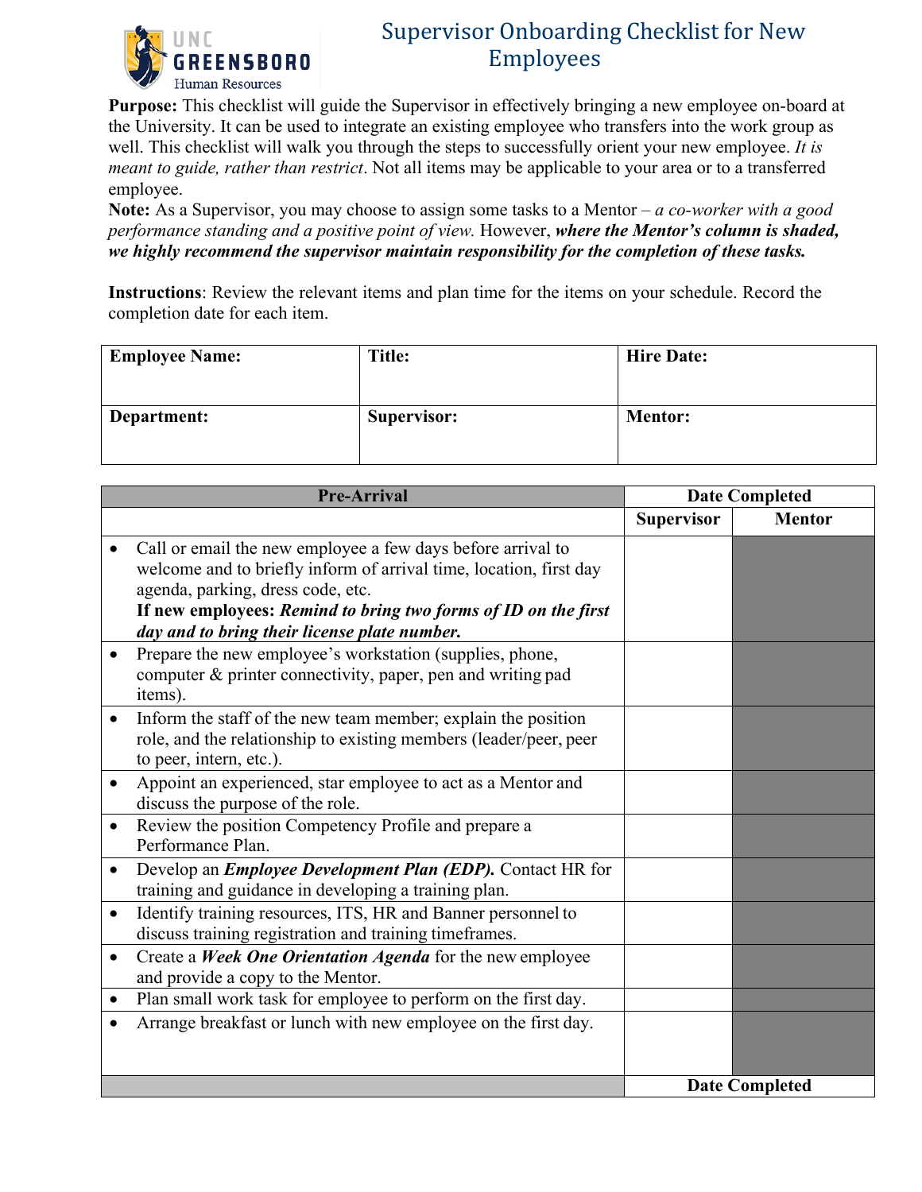# Supervisor Onboarding Checklist for New Employees

UNC GREENSBORO Human Resources

**Purpose:** This checklist will guide the Supervisor in effectively bringing a new employee on-board at the University. It can be used to integrate an existing employee who transfers into the work group as well. This checklist will walk you through the steps to successfully orient your new employee. *It is meant to guide, rather than restrict*. Not all items may be applicable to your area or to a transferred employee.

**Note:** As a Supervisor, you may choose to assign some tasks to a Mentor – *a co-worker with a good performance standing and a positive point of view.* However, ***where the Mentor's column is shaded, we highly recommend the supervisor maintain responsibility for the completion of these tasks.***

**Instructions**: Review the relevant items and plan time for the items on your schedule. Record the completion date for each item.

| **Employee Name:** | **Title:** | **Hire Date:** |
|---|---|---|
| **Department:** | **Supervisor:** | **Mentor:** |

| **Pre-Arrival** | **Date Completed** | |
|---|---|---|
| | **Supervisor** | **Mentor** |
| • Call or email the new employee a few days before arrival to welcome and to briefly inform of arrival time, location, first day agenda, parking, dress code, etc. **If new employees: *Remind to bring two forms of ID on the first day and to bring their license plate number.*** | | |
| • Prepare the new employee's workstation (supplies, phone, computer & printer connectivity, paper, pen and writing pad items). | | |
| • Inform the staff of the new team member; explain the position role, and the relationship to existing members (leader/peer, peer to peer, intern, etc.). | | |
| • Appoint an experienced, star employee to act as a Mentor and discuss the purpose of the role. | | |
| • Review the position Competency Profile and prepare a Performance Plan. | | |
| • Develop an ***Employee Development Plan (EDP).*** Contact HR for training and guidance in developing a training plan. | | |
| • Identify training resources, ITS, HR and Banner personnel to discuss training registration and training timeframes. | | |
| • Create a ***Week One Orientation Agenda*** for the new employee and provide a copy to the Mentor. | | |
| • Plan small work task for employee to perform on the first day. | | |
| • Arrange breakfast or lunch with new employee on the first day. | | |
| | **Date Completed** | |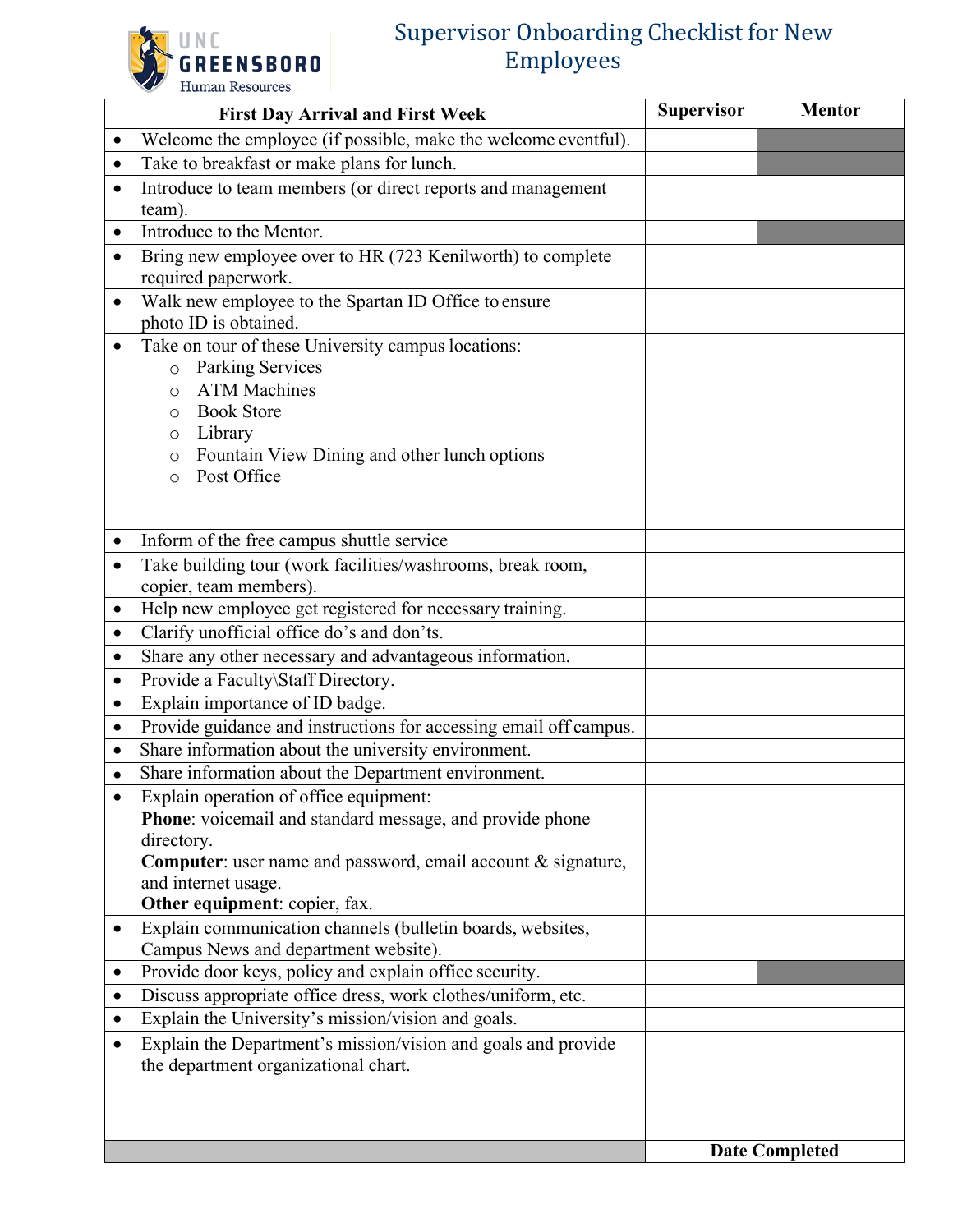UNC GREENSBORO Human Resources

# Supervisor Onboarding Checklist for New Employees

| First Day Arrival and First Week | Supervisor | Mentor |
|---|---|---|
| • Welcome the employee (if possible, make the welcome eventful). | | |
| • Take to breakfast or make plans for lunch. | | |
| • Introduce to team members (or direct reports and management team). | | |
| • Introduce to the Mentor. | | |
| • Bring new employee over to HR (723 Kenilworth) to complete required paperwork. | | |
| • Walk new employee to the Spartan ID Office to ensure photo ID is obtained. | | |
| • Take on tour of these University campus locations:<br>○ Parking Services<br>○ ATM Machines<br>○ Book Store<br>○ Library<br>○ Fountain View Dining and other lunch options<br>○ Post Office | | |
| • Inform of the free campus shuttle service | | |
| • Take building tour (work facilities/washrooms, break room, copier, team members). | | |
| • Help new employee get registered for necessary training. | | |
| • Clarify unofficial office do's and don'ts. | | |
| • Share any other necessary and advantageous information. | | |
| • Provide a Faculty\Staff Directory. | | |
| • Explain importance of ID badge. | | |
| • Provide guidance and instructions for accessing email off campus. | | |
| • Share information about the university environment. | | |
| • Share information about the Department environment. | | |
| • Explain operation of office equipment:<br>**Phone**: voicemail and standard message, and provide phone directory.<br>**Computer**: user name and password, email account & signature, and internet usage.<br>**Other equipment**: copier, fax. | | |
| • Explain communication channels (bulletin boards, websites, Campus News and department website). | | |
| • Provide door keys, policy and explain office security. | | |
| • Discuss appropriate office dress, work clothes/uniform, etc. | | |
| • Explain the University's mission/vision and goals. | | |
| • Explain the Department's mission/vision and goals and provide the department organizational chart. | | |
| | **Date Completed** | |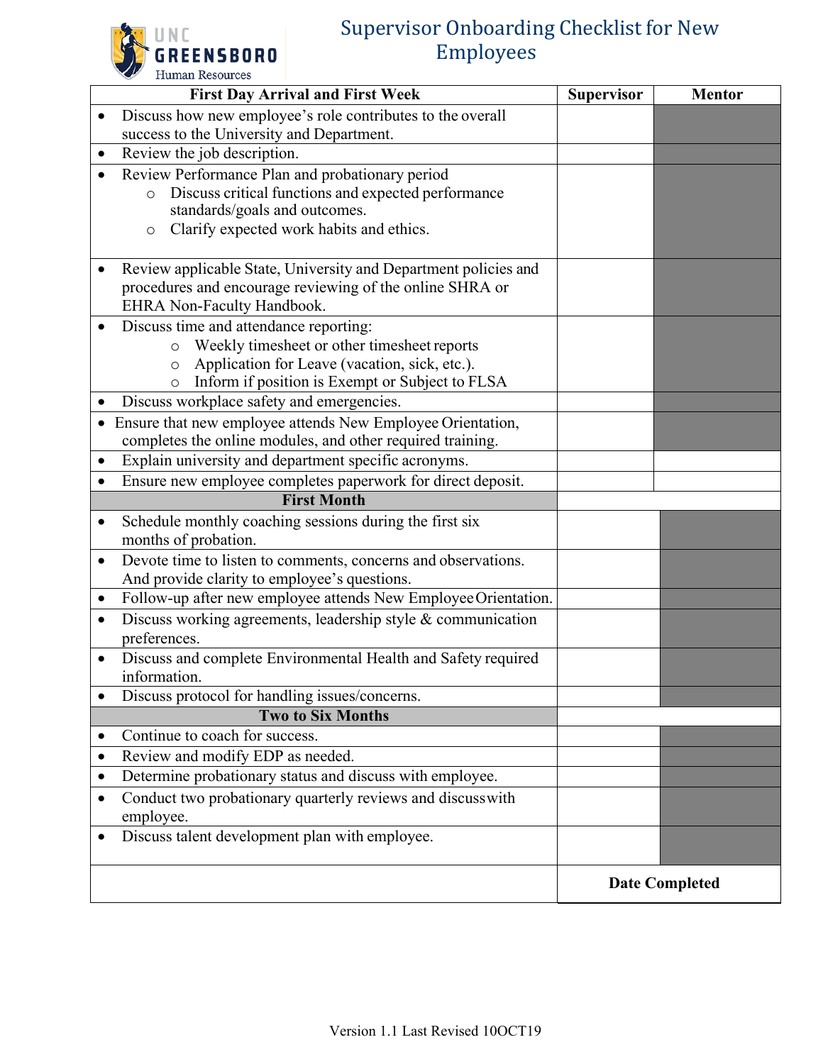# Supervisor Onboarding Checklist for New Employees

| First Day Arrival and First Week | Supervisor | Mentor |
|---|---|---|
| • Discuss how new employee's role contributes to the overall success to the University and Department. | | |
| • Review the job description. | | |
| • Review Performance Plan and probationary period<br>  ○ Discuss critical functions and expected performance standards/goals and outcomes.<br>  ○ Clarify expected work habits and ethics. | | |
| • Review applicable State, University and Department policies and procedures and encourage reviewing of the online SHRA or EHRA Non-Faculty Handbook. | | |
| • Discuss time and attendance reporting:<br>  ○ Weekly timesheet or other timesheet reports<br>  ○ Application for Leave (vacation, sick, etc.).<br>  ○ Inform if position is Exempt or Subject to FLSA | | |
| • Discuss workplace safety and emergencies. | | |
| • Ensure that new employee attends New Employee Orientation, completes the online modules, and other required training. | | |
| • Explain university and department specific acronyms. | | |
| • Ensure new employee completes paperwork for direct deposit. | | |
| **First Month** | | |
| • Schedule monthly coaching sessions during the first six months of probation. | | |
| • Devote time to listen to comments, concerns and observations. And provide clarity to employee's questions. | | |
| • Follow-up after new employee attends New Employee Orientation. | | |
| • Discuss working agreements, leadership style & communication preferences. | | |
| • Discuss and complete Environmental Health and Safety required information. | | |
| • Discuss protocol for handling issues/concerns. | | |
| **Two to Six Months** | | |
| • Continue to coach for success. | | |
| • Review and modify EDP as needed. | | |
| • Determine probationary status and discuss with employee. | | |
| • Conduct two probationary quarterly reviews and discuss with employee. | | |
| • Discuss talent development plan with employee. | | |
| | **Date Completed** | |

Version 1.1 Last Revised 10OCT19